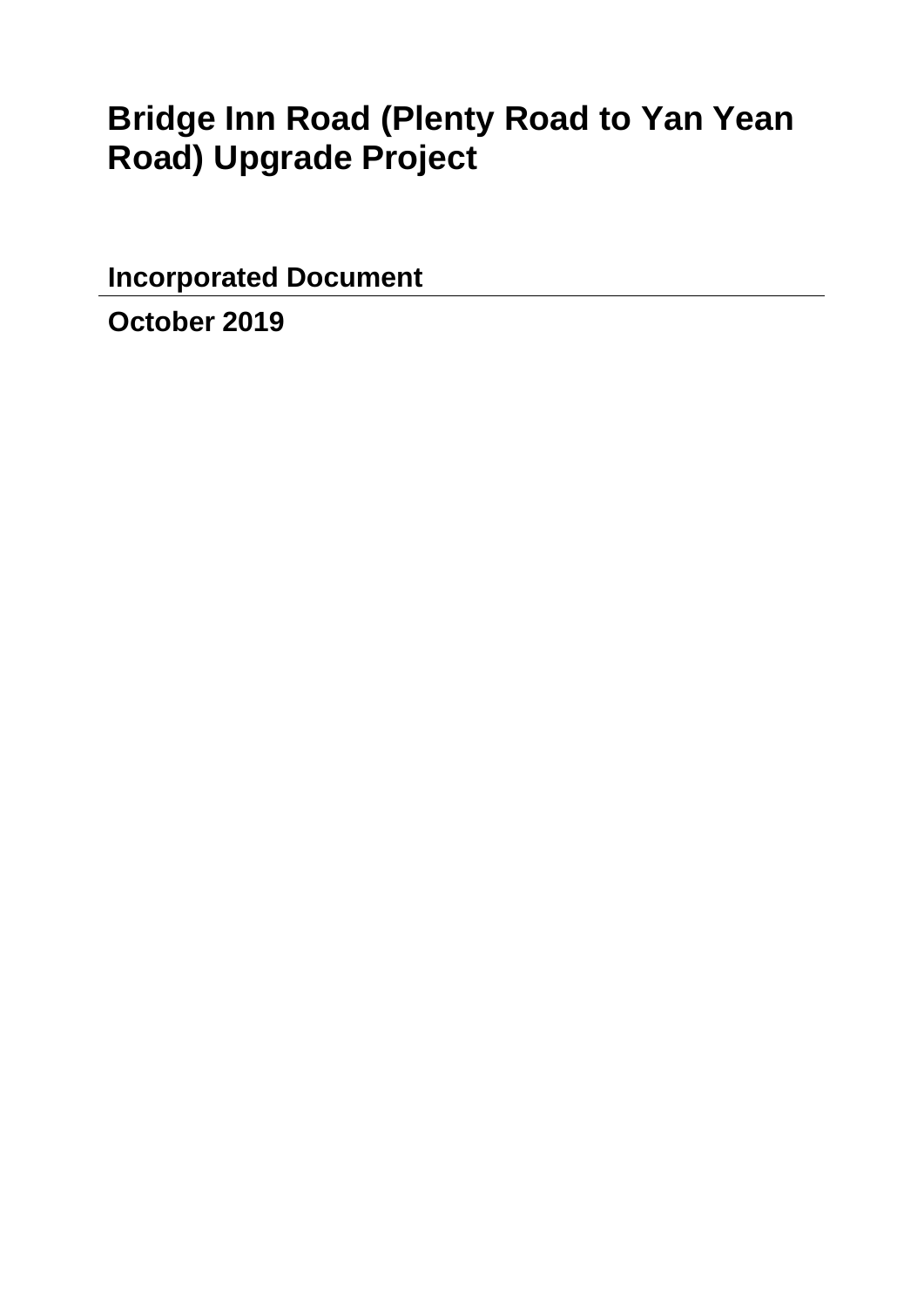# Bridge Inn Road (Plenty Road to Yan Yean Road) Upgrade Project

**Incorporated Document**

---

**October 2019**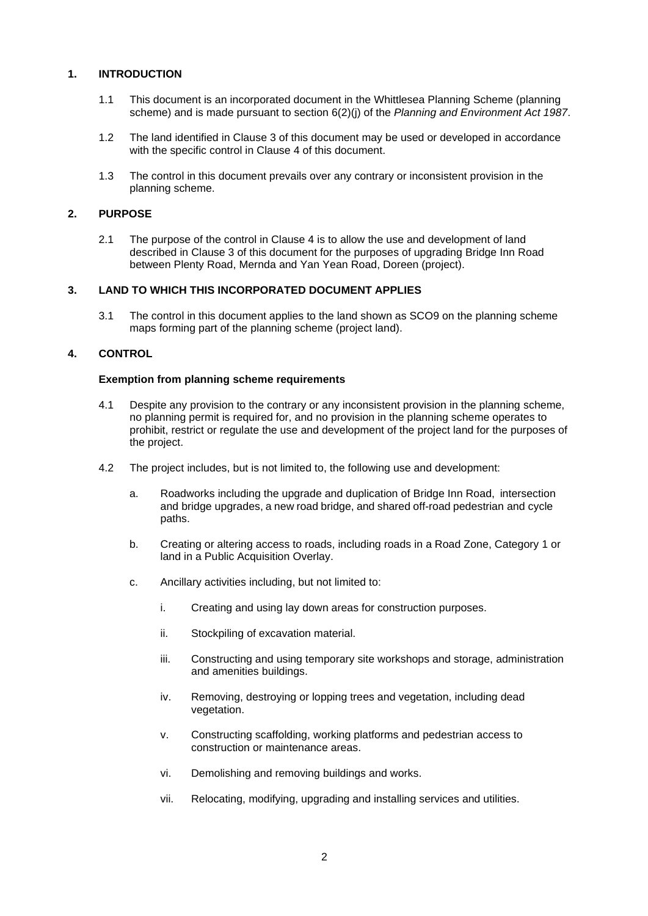## 1. INTRODUCTION

1.1 This document is an incorporated document in the Whittlesea Planning Scheme (planning scheme) and is made pursuant to section 6(2)(j) of the *Planning and Environment Act 1987*.

1.2 The land identified in Clause 3 of this document may be used or developed in accordance with the specific control in Clause 4 of this document.

1.3 The control in this document prevails over any contrary or inconsistent provision in the planning scheme.

## 2. PURPOSE

2.1 The purpose of the control in Clause 4 is to allow the use and development of land described in Clause 3 of this document for the purposes of upgrading Bridge Inn Road between Plenty Road, Mernda and Yan Yean Road, Doreen (project).

## 3. LAND TO WHICH THIS INCORPORATED DOCUMENT APPLIES

3.1 The control in this document applies to the land shown as SCO9 on the planning scheme maps forming part of the planning scheme (project land).

## 4. CONTROL

**Exemption from planning scheme requirements**

4.1 Despite any provision to the contrary or any inconsistent provision in the planning scheme, no planning permit is required for, and no provision in the planning scheme operates to prohibit, restrict or regulate the use and development of the project land for the purposes of the project.

4.2 The project includes, but is not limited to, the following use and development:

a. Roadworks including the upgrade and duplication of Bridge Inn Road, intersection and bridge upgrades, a new road bridge, and shared off-road pedestrian and cycle paths.

b. Creating or altering access to roads, including roads in a Road Zone, Category 1 or land in a Public Acquisition Overlay.

c. Ancillary activities including, but not limited to:

i. Creating and using lay down areas for construction purposes.

ii. Stockpiling of excavation material.

iii. Constructing and using temporary site workshops and storage, administration and amenities buildings.

iv. Removing, destroying or lopping trees and vegetation, including dead vegetation.

v. Constructing scaffolding, working platforms and pedestrian access to construction or maintenance areas.

vi. Demolishing and removing buildings and works.

vii. Relocating, modifying, upgrading and installing services and utilities.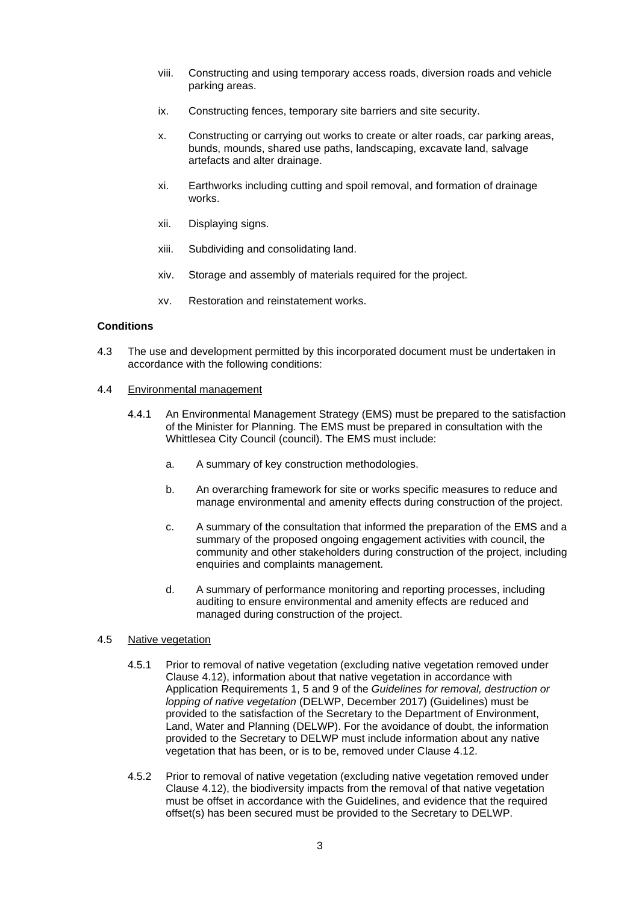viii. Constructing and using temporary access roads, diversion roads and vehicle parking areas.

ix. Constructing fences, temporary site barriers and site security.

x. Constructing or carrying out works to create or alter roads, car parking areas, bunds, mounds, shared use paths, landscaping, excavate land, salvage artefacts and alter drainage.

xi. Earthworks including cutting and spoil removal, and formation of drainage works.

xii. Displaying signs.

xiii. Subdividing and consolidating land.

xiv. Storage and assembly of materials required for the project.

xv. Restoration and reinstatement works.

**Conditions**

4.3 The use and development permitted by this incorporated document must be undertaken in accordance with the following conditions:

4.4 Environmental management

4.4.1 An Environmental Management Strategy (EMS) must be prepared to the satisfaction of the Minister for Planning. The EMS must be prepared in consultation with the Whittlesea City Council (council). The EMS must include:

a. A summary of key construction methodologies.

b. An overarching framework for site or works specific measures to reduce and manage environmental and amenity effects during construction of the project.

c. A summary of the consultation that informed the preparation of the EMS and a summary of the proposed ongoing engagement activities with council, the community and other stakeholders during construction of the project, including enquiries and complaints management.

d. A summary of performance monitoring and reporting processes, including auditing to ensure environmental and amenity effects are reduced and managed during construction of the project.

4.5 Native vegetation

4.5.1 Prior to removal of native vegetation (excluding native vegetation removed under Clause 4.12), information about that native vegetation in accordance with Application Requirements 1, 5 and 9 of the *Guidelines for removal, destruction or lopping of native vegetation* (DELWP, December 2017) (Guidelines) must be provided to the satisfaction of the Secretary to the Department of Environment, Land, Water and Planning (DELWP). For the avoidance of doubt, the information provided to the Secretary to DELWP must include information about any native vegetation that has been, or is to be, removed under Clause 4.12.

4.5.2 Prior to removal of native vegetation (excluding native vegetation removed under Clause 4.12), the biodiversity impacts from the removal of that native vegetation must be offset in accordance with the Guidelines, and evidence that the required offset(s) has been secured must be provided to the Secretary to DELWP.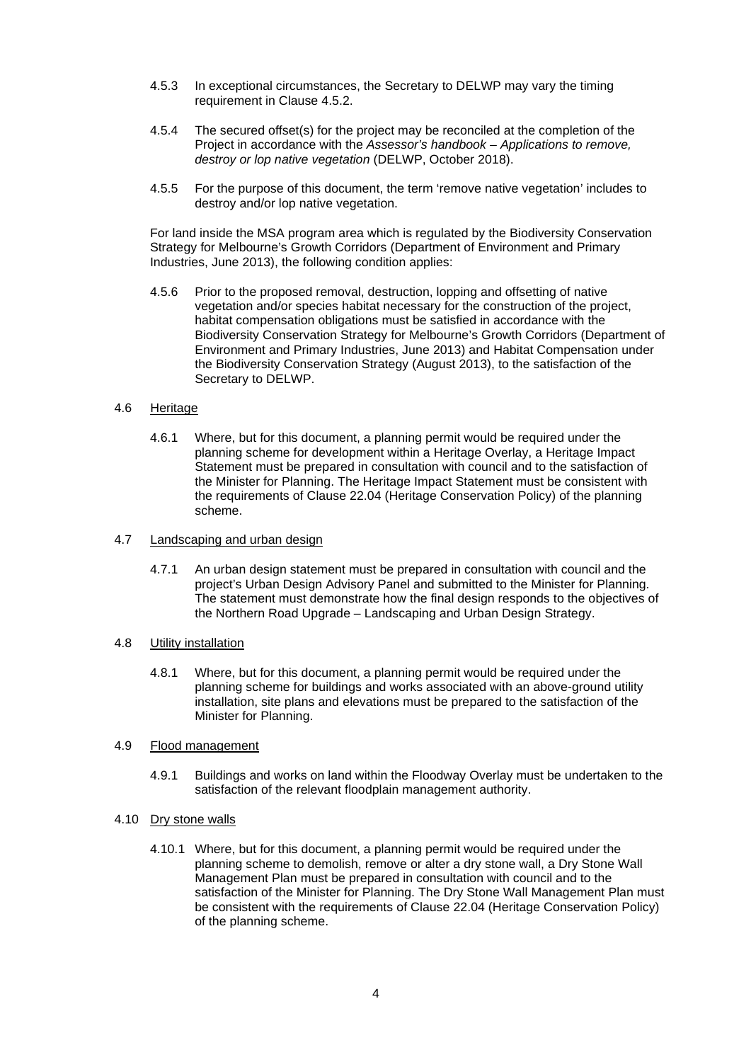4.5.3 In exceptional circumstances, the Secretary to DELWP may vary the timing requirement in Clause 4.5.2.

4.5.4 The secured offset(s) for the project may be reconciled at the completion of the Project in accordance with the *Assessor's handbook – Applications to remove, destroy or lop native vegetation* (DELWP, October 2018).

4.5.5 For the purpose of this document, the term 'remove native vegetation' includes to destroy and/or lop native vegetation.

For land inside the MSA program area which is regulated by the Biodiversity Conservation Strategy for Melbourne's Growth Corridors (Department of Environment and Primary Industries, June 2013), the following condition applies:

4.5.6 Prior to the proposed removal, destruction, lopping and offsetting of native vegetation and/or species habitat necessary for the construction of the project, habitat compensation obligations must be satisfied in accordance with the Biodiversity Conservation Strategy for Melbourne's Growth Corridors (Department of Environment and Primary Industries, June 2013) and Habitat Compensation under the Biodiversity Conservation Strategy (August 2013), to the satisfaction of the Secretary to DELWP.

4.6 <u>Heritage</u>

4.6.1 Where, but for this document, a planning permit would be required under the planning scheme for development within a Heritage Overlay, a Heritage Impact Statement must be prepared in consultation with council and to the satisfaction of the Minister for Planning. The Heritage Impact Statement must be consistent with the requirements of Clause 22.04 (Heritage Conservation Policy) of the planning scheme.

4.7 <u>Landscaping and urban design</u>

4.7.1 An urban design statement must be prepared in consultation with council and the project's Urban Design Advisory Panel and submitted to the Minister for Planning. The statement must demonstrate how the final design responds to the objectives of the Northern Road Upgrade – Landscaping and Urban Design Strategy.

4.8 <u>Utility installation</u>

4.8.1 Where, but for this document, a planning permit would be required under the planning scheme for buildings and works associated with an above-ground utility installation, site plans and elevations must be prepared to the satisfaction of the Minister for Planning.

4.9 <u>Flood management</u>

4.9.1 Buildings and works on land within the Floodway Overlay must be undertaken to the satisfaction of the relevant floodplain management authority.

4.10 <u>Dry stone walls</u>

4.10.1 Where, but for this document, a planning permit would be required under the planning scheme to demolish, remove or alter a dry stone wall, a Dry Stone Wall Management Plan must be prepared in consultation with council and to the satisfaction of the Minister for Planning. The Dry Stone Wall Management Plan must be consistent with the requirements of Clause 22.04 (Heritage Conservation Policy) of the planning scheme.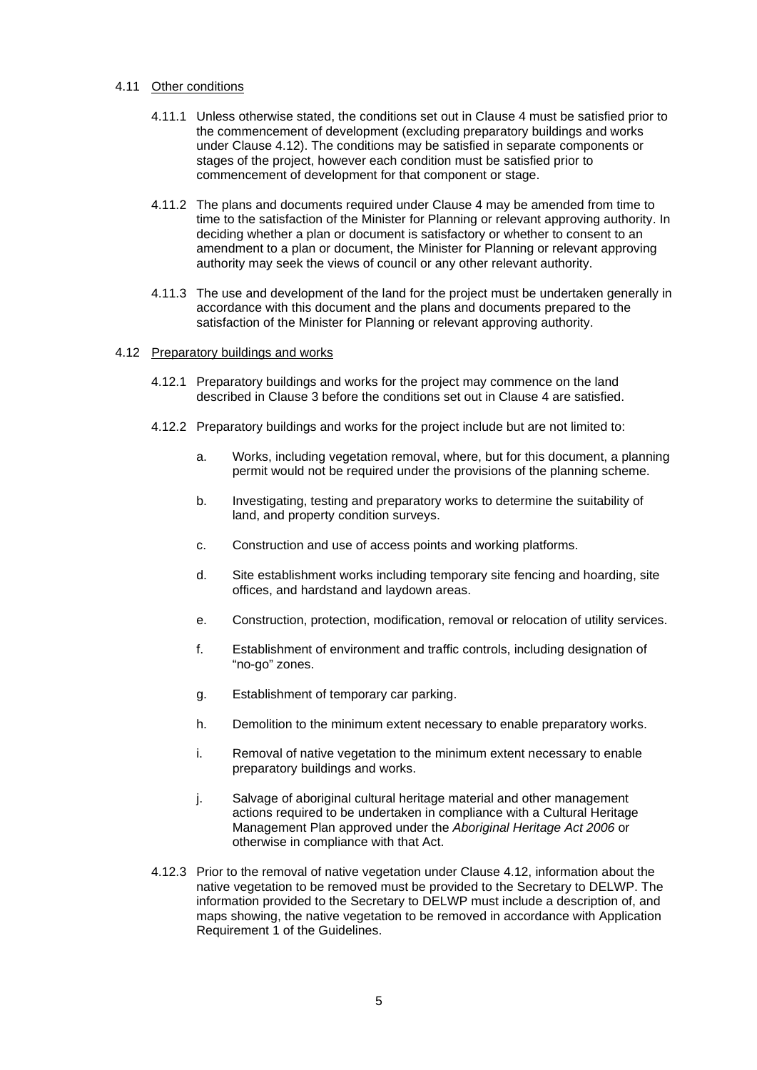4.11 <u>Other conditions</u>

4.11.1 Unless otherwise stated, the conditions set out in Clause 4 must be satisfied prior to the commencement of development (excluding preparatory buildings and works under Clause 4.12). The conditions may be satisfied in separate components or stages of the project, however each condition must be satisfied prior to commencement of development for that component or stage.

4.11.2 The plans and documents required under Clause 4 may be amended from time to time to the satisfaction of the Minister for Planning or relevant approving authority. In deciding whether a plan or document is satisfactory or whether to consent to an amendment to a plan or document, the Minister for Planning or relevant approving authority may seek the views of council or any other relevant authority.

4.11.3 The use and development of the land for the project must be undertaken generally in accordance with this document and the plans and documents prepared to the satisfaction of the Minister for Planning or relevant approving authority.

4.12 <u>Preparatory buildings and works</u>

4.12.1 Preparatory buildings and works for the project may commence on the land described in Clause 3 before the conditions set out in Clause 4 are satisfied.

4.12.2 Preparatory buildings and works for the project include but are not limited to:

a. Works, including vegetation removal, where, but for this document, a planning permit would not be required under the provisions of the planning scheme.

b. Investigating, testing and preparatory works to determine the suitability of land, and property condition surveys.

c. Construction and use of access points and working platforms.

d. Site establishment works including temporary site fencing and hoarding, site offices, and hardstand and laydown areas.

e. Construction, protection, modification, removal or relocation of utility services.

f. Establishment of environment and traffic controls, including designation of "no-go" zones.

g. Establishment of temporary car parking.

h. Demolition to the minimum extent necessary to enable preparatory works.

i. Removal of native vegetation to the minimum extent necessary to enable preparatory buildings and works.

j. Salvage of aboriginal cultural heritage material and other management actions required to be undertaken in compliance with a Cultural Heritage Management Plan approved under the *Aboriginal Heritage Act 2006* or otherwise in compliance with that Act.

4.12.3 Prior to the removal of native vegetation under Clause 4.12, information about the native vegetation to be removed must be provided to the Secretary to DELWP. The information provided to the Secretary to DELWP must include a description of, and maps showing, the native vegetation to be removed in accordance with Application Requirement 1 of the Guidelines.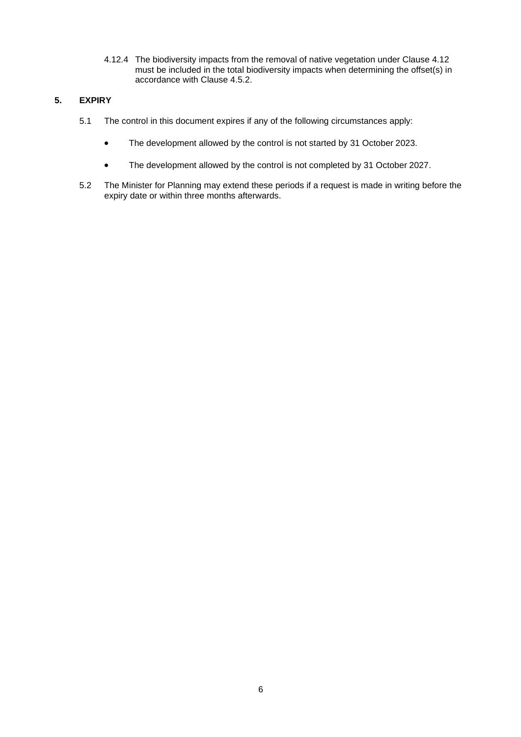4.12.4 The biodiversity impacts from the removal of native vegetation under Clause 4.12 must be included in the total biodiversity impacts when determining the offset(s) in accordance with Clause 4.5.2.

## 5. EXPIRY

5.1 The control in this document expires if any of the following circumstances apply:

- The development allowed by the control is not started by 31 October 2023.
- The development allowed by the control is not completed by 31 October 2027.

5.2 The Minister for Planning may extend these periods if a request is made in writing before the expiry date or within three months afterwards.